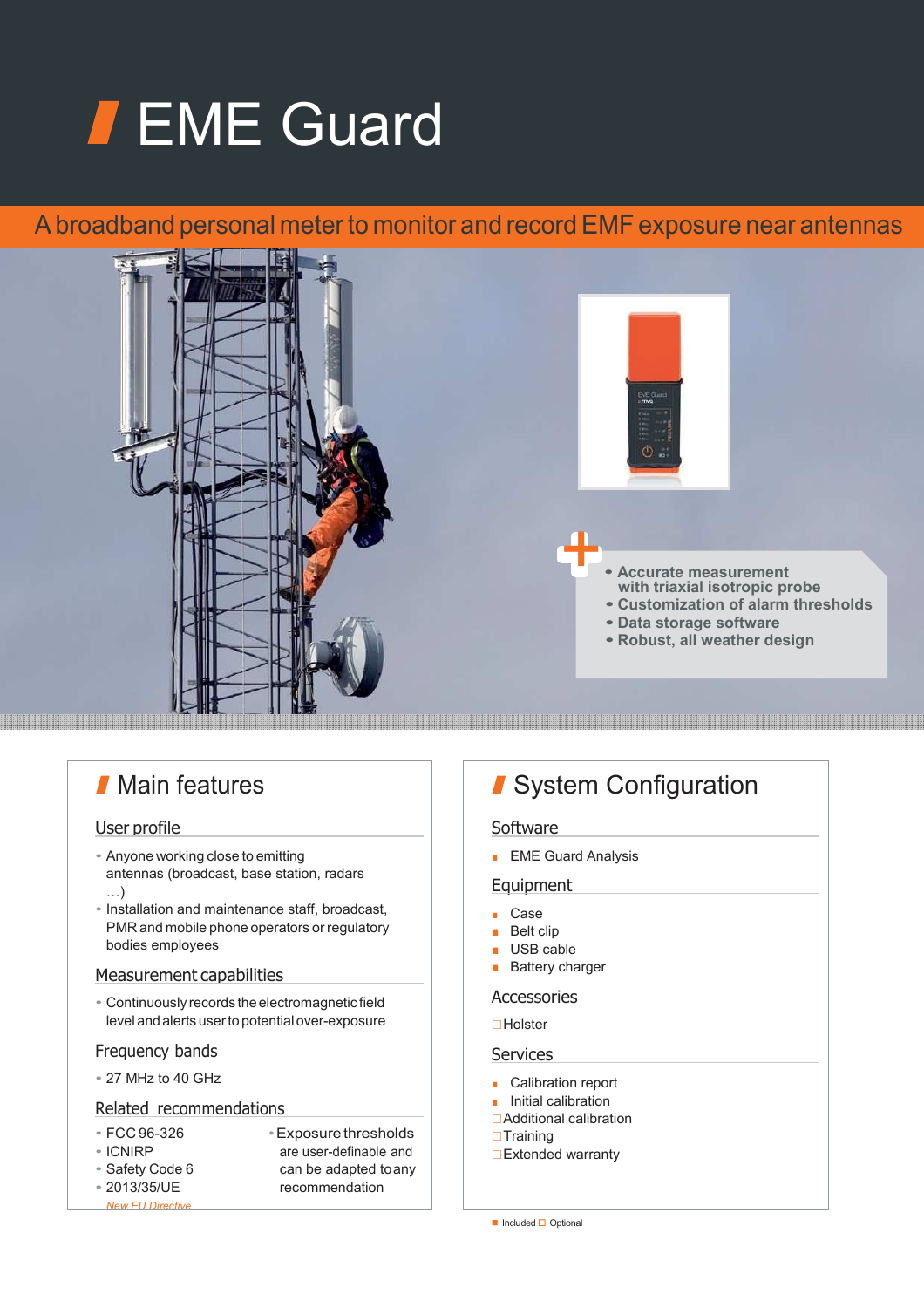# EME Guard

## A broadband personal meter to monitor and record EMF exposure near antennas

- **Accurate measurement with triaxial isotropic probe**
- **Customization of alarm thresholds**
- **Data storage software**
- **Robust, all weather design**

## Main features

### User profile

- Anyone working close to emitting antennas (broadcast, base station, radars …)
- Installation and maintenance staff, broadcast, PMR and mobile phone operators or regulatory bodies employees

### Measurement capabilities

- Continuously records the electromagnetic field level and alerts user to potential over-exposure

### Frequency bands

- 27 MHz to 40 GHz

### Related recommendations

- FCC 96-326
- ICNIRP
- Safety Code 6
- 2013/35/UE

*New EU Directive*

- Exposure thresholds are user-definable and can be adapted to any recommendation

## System Configuration

### Software

- ■ EME Guard Analysis

### Equipment

- ■ Case
- ■ Belt clip
- ■ USB cable
- ■ Battery charger

### Accessories

- □ Holster

### Services

- ■ Calibration report
- ■ Initial calibration
- □ Additional calibration
- □ Training
- □ Extended warranty

■ Included □ Optional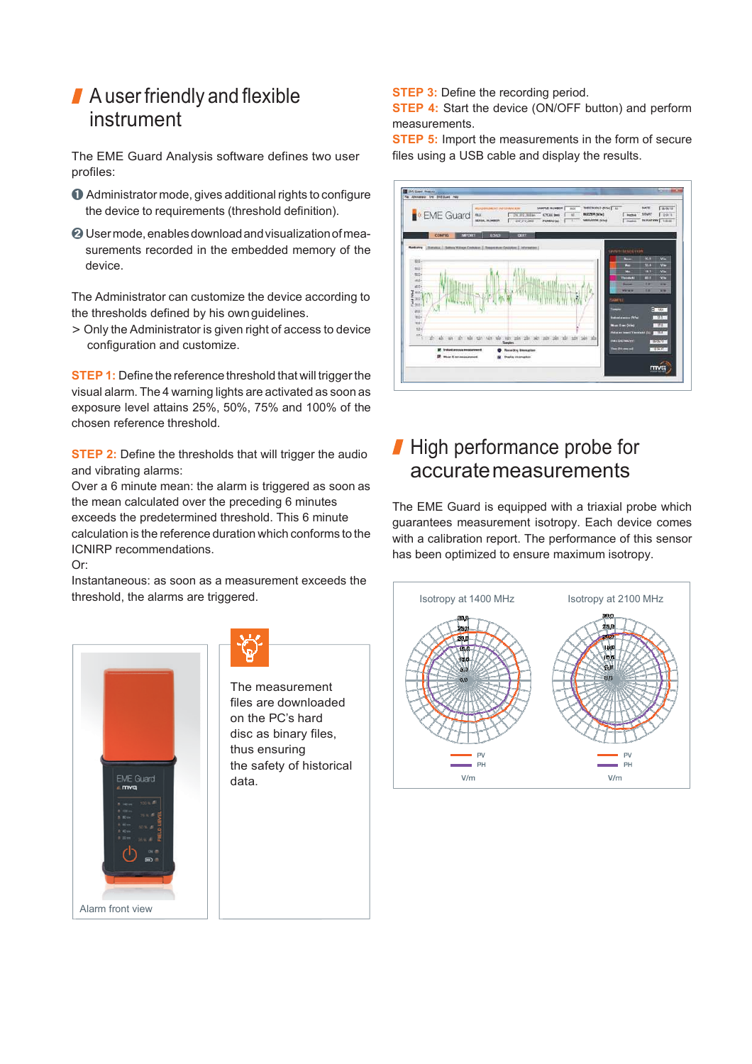## A user friendly and flexible instrument

The EME Guard Analysis software defines two user profiles:

1. Administrator mode, gives additional rights to configure the device to requirements (threshold definition).
2. User mode, enables download and visualization of measurements recorded in the embedded memory of the device.

The Administrator can customize the device according to the thresholds defined by his own guidelines.

> Only the Administrator is given right of access to device configuration and customize.

**STEP 1:** Define the reference threshold that will trigger the visual alarm. The 4 warning lights are activated as soon as exposure level attains 25%, 50%, 75% and 100% of the chosen reference threshold.

**STEP 2:** Define the thresholds that will trigger the audio and vibrating alarms:
Over a 6 minute mean: the alarm is triggered as soon as the mean calculated over the preceding 6 minutes exceeds the predetermined threshold. This 6 minute calculation is the reference duration which conforms to the ICNIRP recommendations.
Or:
Instantaneous: as soon as a measurement exceeds the threshold, the alarms are triggered.

Alarm front view

The measurement files are downloaded on the PC's hard disc as binary files, thus ensuring the safety of historical data.

**STEP 3:** Define the recording period.
**STEP 4:** Start the device (ON/OFF button) and perform measurements.
**STEP 5:** Import the measurements in the form of secure files using a USB cable and display the results.

## High performance probe for accurate measurements

The EME Guard is equipped with a triaxial probe which guarantees measurement isotropy. Each device comes with a calibration report. The performance of this sensor has been optimized to ensure maximum isotropy.

Isotropy at 1400 MHz

Isotropy at 2100 MHz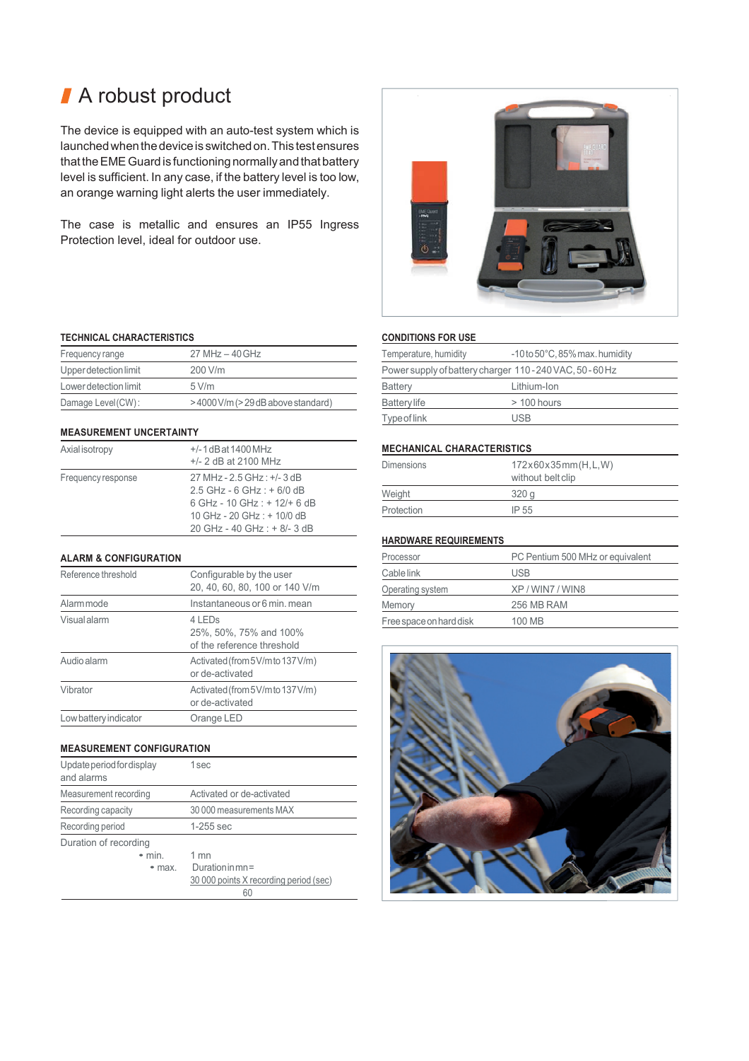## A robust product

The device is equipped with an auto-test system which is launched when the device is switched on. This test ensures that the EME Guard is functioning normally and that battery level is sufficient. In any case, if the battery level is too low, an orange warning light alerts the user immediately.

The case is metallic and ensures an IP55 Ingress Protection level, ideal for outdoor use.

### TECHNICAL CHARACTERISTICS

| | |
|---|---|
| Frequency range | 27 MHz – 40 GHz |
| Upper detection limit | 200 V/m |
| Lower detection limit | 5 V/m |
| Damage Level (CW): | > 4000 V/m (> 29 dB above standard) |

### MEASUREMENT UNCERTAINTY

| | |
|---|---|
| Axial isotropy | +/- 1 dB at 1400 MHz<br>+/- 2 dB at 2100 MHz |
| Frequency response | 27 MHz - 2.5 GHz : +/- 3 dB<br>2.5 GHz - 6 GHz : + 6/0 dB<br>6 GHz - 10 GHz : + 12/+ 6 dB<br>10 GHz - 20 GHz : + 10/0 dB<br>20 GHz - 40 GHz : + 8/- 3 dB |

### ALARM & CONFIGURATION

| | |
|---|---|
| Reference threshold | Configurable by the user<br>20, 40, 60, 80, 100 or 140 V/m |
| Alarm mode | Instantaneous or 6 min. mean |
| Visual alarm | 4 LEDs<br>25%, 50%, 75% and 100%<br>of the reference threshold |
| Audio alarm | Activated (from 5 V/m to 137 V/m)<br>or de-activated |
| Vibrator | Activated (from 5 V/m to 137 V/m)<br>or de-activated |
| Low battery indicator | Orange LED |

### MEASUREMENT CONFIGURATION

| | |
|---|---|
| Update period for display and alarms | 1 sec |
| Measurement recording | Activated or de-activated |
| Recording capacity | 30 000 measurements MAX |
| Recording period | 1-255 sec |
| Duration of recording<br>• min.<br>• max. | <br>1 mn<br>Duration in mn = $\frac{30\,000 \text{ points X recording period (sec)}}{60}$ |

### CONDITIONS FOR USE

| | |
|---|---|
| Temperature, humidity | -10 to 50°C, 85% max. humidity |
| Power supply of battery charger | 110 - 240 VAC, 50 - 60 Hz |
| Battery | Lithium-Ion |
| Battery life | > 100 hours |
| Type of link | USB |

### MECHANICAL CHARACTERISTICS

| | |
|---|---|
| Dimensions | 172x60x35 mm (H, L, W)<br>without belt clip |
| Weight | 320 g |
| Protection | IP 55 |

### HARDWARE REQUIREMENTS

| | |
|---|---|
| Processor | PC Pentium 500 MHz or equivalent |
| Cable link | USB |
| Operating system | XP / WIN7 / WIN8 |
| Memory | 256 MB RAM |
| Free space on hard disk | 100 MB |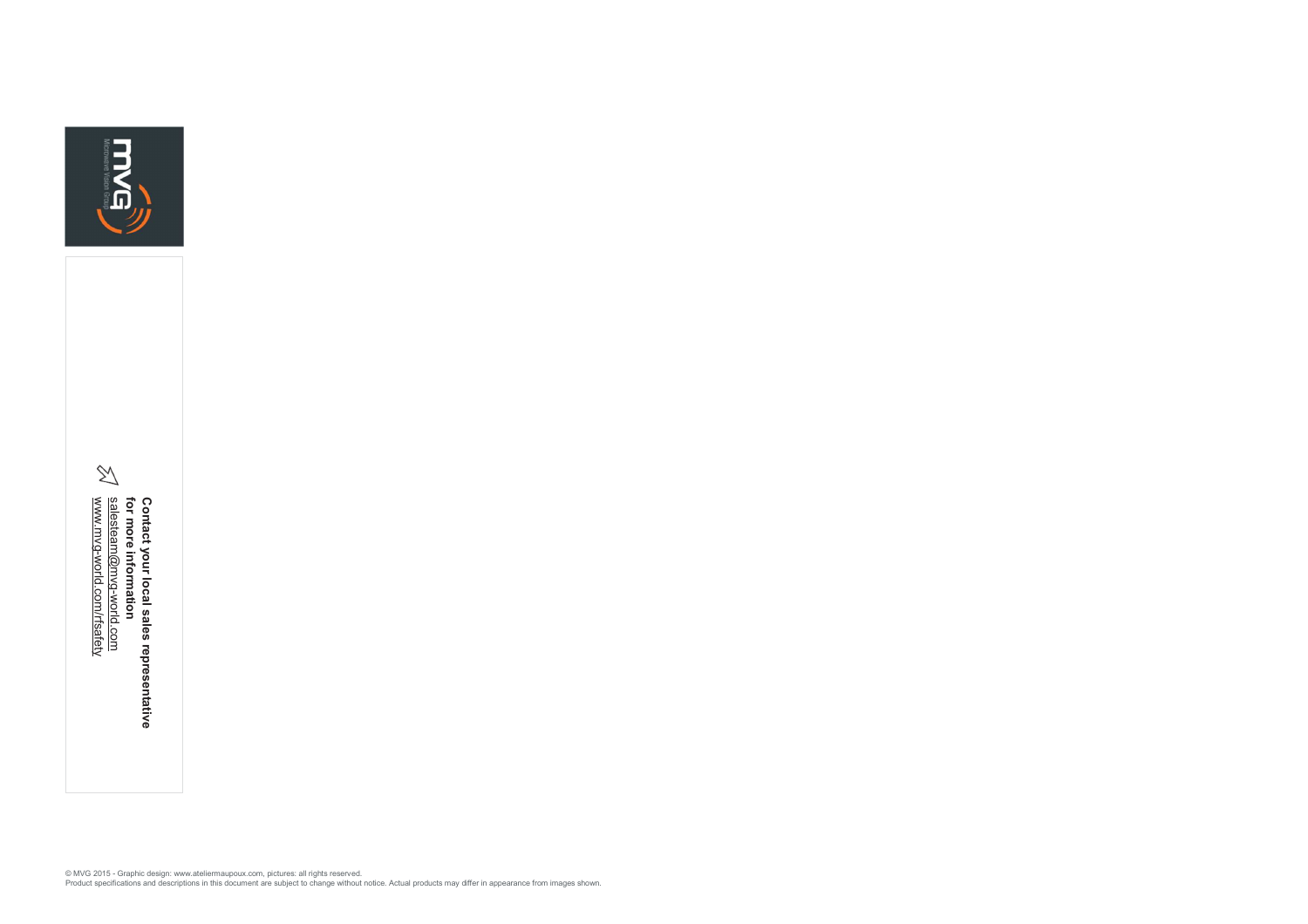**Contact your local sales representative for more information**

salesteam@mvg-world.com

www.mvg-world.com/rfsafety

© MVG 2015 - Graphic design: www.ateliermaupoux.com, pictures: all rights reserved.
Product specifications and descriptions in this document are subject to change without notice. Actual products may differ in appearance from images shown.